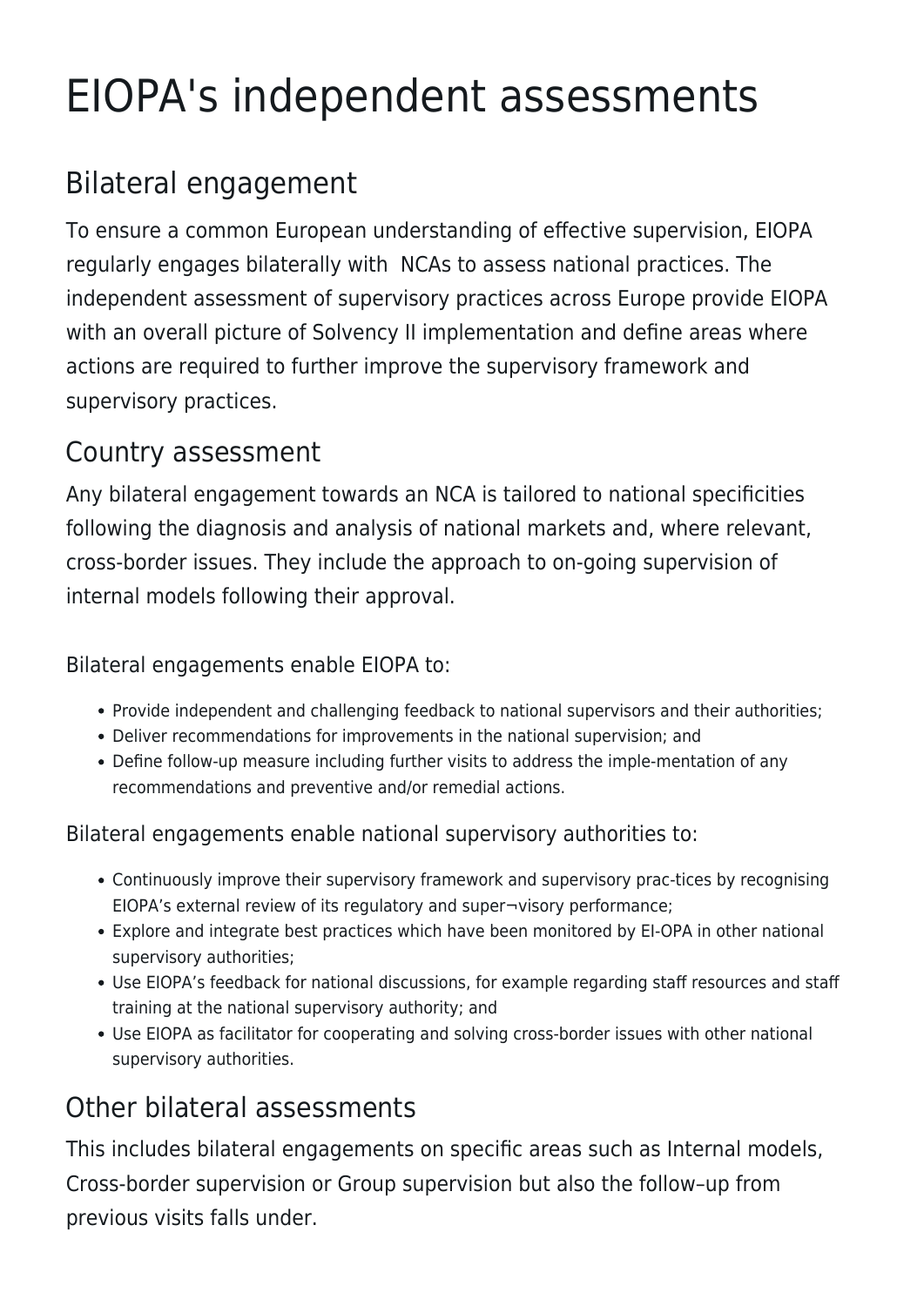# EIOPA's independent assessments

## Bilateral engagement

To ensure a common European understanding of effective supervision, EIOPA regularly engages bilaterally with NCAs to assess national practices. The independent assessment of supervisory practices across Europe provide EIOPA with an overall picture of Solvency II implementation and define areas where actions are required to further improve the supervisory framework and supervisory practices.

## Country assessment

Any bilateral engagement towards an NCA is tailored to national specificities following the diagnosis and analysis of national markets and, where relevant, cross-border issues. They include the approach to on-going supervision of internal models following their approval.

Bilateral engagements enable EIOPA to:

- Provide independent and challenging feedback to national supervisors and their authorities;
- Deliver recommendations for improvements in the national supervision; and
- Define follow-up measure including further visits to address the imple-mentation of any recommendations and preventive and/or remedial actions.

Bilateral engagements enable national supervisory authorities to:

- Continuously improve their supervisory framework and supervisory prac-tices by recognising EIOPA's external review of its regulatory and super¬visory performance;
- Explore and integrate best practices which have been monitored by EI-OPA in other national supervisory authorities;
- Use EIOPA's feedback for national discussions, for example regarding staff resources and staff training at the national supervisory authority; and
- Use EIOPA as facilitator for cooperating and solving cross-border issues with other national supervisory authorities.

## Other bilateral assessments

This includes bilateral engagements on specific areas such as Internal models, Cross-border supervision or Group supervision but also the follow–up from previous visits falls under.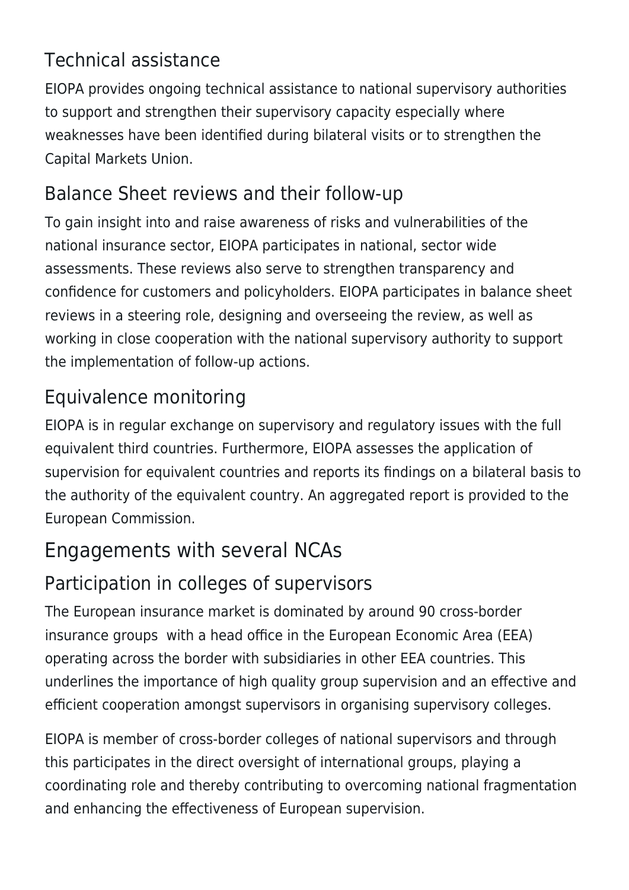## Technical assistance

EIOPA provides ongoing technical assistance to national supervisory authorities to support and strengthen their supervisory capacity especially where weaknesses have been identified during bilateral visits or to strengthen the Capital Markets Union.

## Balance Sheet reviews and their follow-up

To gain insight into and raise awareness of risks and vulnerabilities of the national insurance sector, EIOPA participates in national, sector wide assessments. These reviews also serve to strengthen transparency and confidence for customers and policyholders. EIOPA participates in balance sheet reviews in a steering role, designing and overseeing the review, as well as working in close cooperation with the national supervisory authority to support the implementation of follow-up actions.

## Equivalence monitoring

EIOPA is in regular exchange on supervisory and regulatory issues with the full equivalent third countries. Furthermore, EIOPA assesses the application of supervision for equivalent countries and reports its findings on a bilateral basis to the authority of the equivalent country. An aggregated report is provided to the European Commission.

# Engagements with several NCAs

## Participation in colleges of supervisors

The European insurance market is dominated by around 90 cross-border insurance groups with a head office in the European Economic Area (EEA) operating across the border with subsidiaries in other EEA countries. This underlines the importance of high quality group supervision and an effective and efficient cooperation amongst supervisors in organising supervisory colleges.

EIOPA is member of cross-border colleges of national supervisors and through this participates in the direct oversight of international groups, playing a coordinating role and thereby contributing to overcoming national fragmentation and enhancing the effectiveness of European supervision.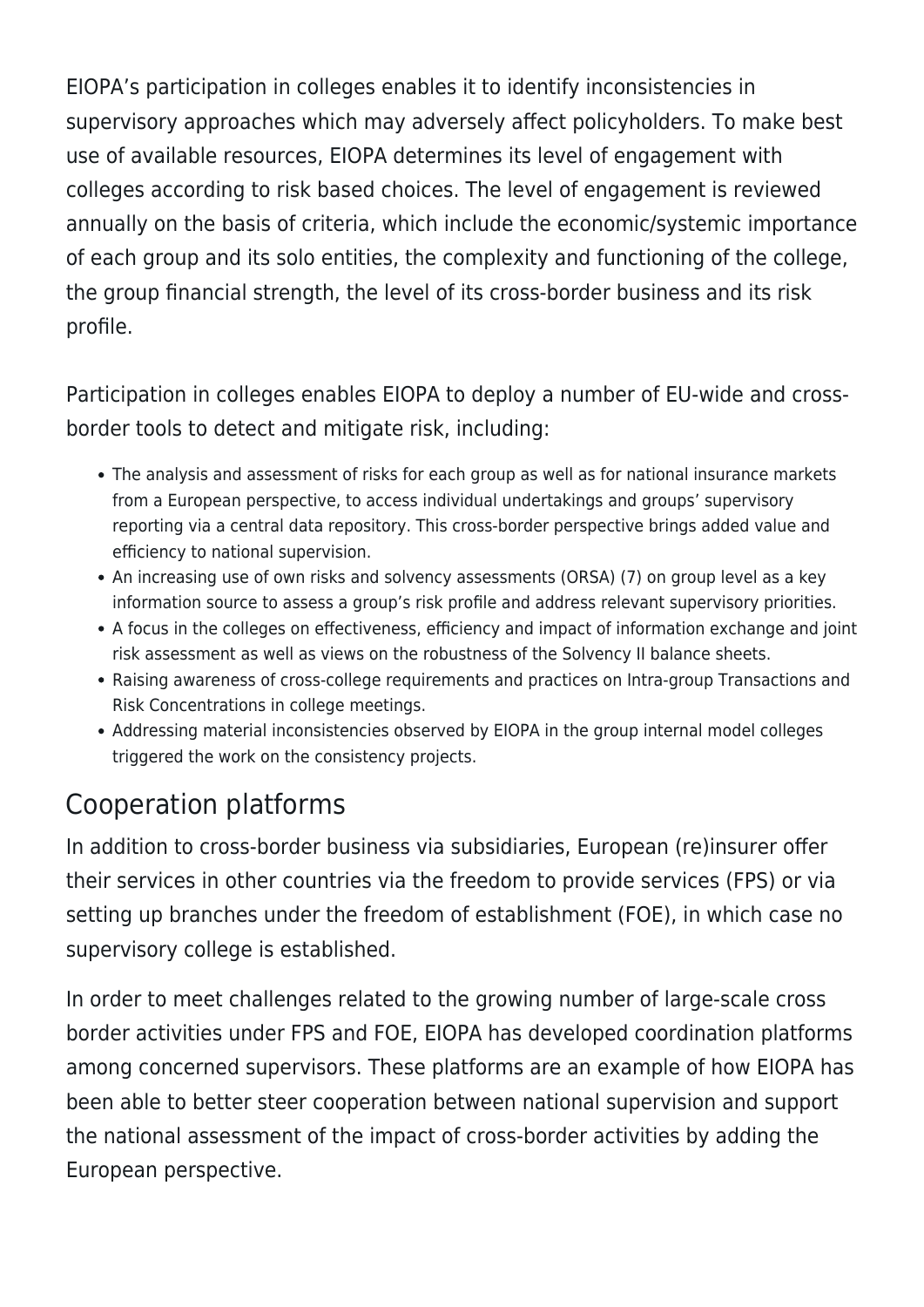EIOPA's participation in colleges enables it to identify inconsistencies in supervisory approaches which may adversely affect policyholders. To make best use of available resources, EIOPA determines its level of engagement with colleges according to risk based choices. The level of engagement is reviewed annually on the basis of criteria, which include the economic/systemic importance of each group and its solo entities, the complexity and functioning of the college, the group financial strength, the level of its cross-border business and its risk profile.

Participation in colleges enables EIOPA to deploy a number of EU-wide and cross-border tools to detect and mitigate risk, including:

- The analysis and assessment of risks for each group as well as for national insurance markets from a European perspective, to access individual undertakings and groups' supervisory reporting via a central data repository. This cross-border perspective brings added value and efficiency to national supervision.
- An increasing use of own risks and solvency assessments (ORSA) (7) on group level as a key information source to assess a group's risk profile and address relevant supervisory priorities.
- A focus in the colleges on effectiveness, efficiency and impact of information exchange and joint risk assessment as well as views on the robustness of the Solvency II balance sheets.
- Raising awareness of cross-college requirements and practices on Intra-group Transactions and Risk Concentrations in college meetings.
- Addressing material inconsistencies observed by EIOPA in the group internal model colleges triggered the work on the consistency projects.

## Cooperation platforms

In addition to cross-border business via subsidiaries, European (re)insurer offer their services in other countries via the freedom to provide services (FPS) or via setting up branches under the freedom of establishment (FOE), in which case no supervisory college is established.

In order to meet challenges related to the growing number of large-scale cross border activities under FPS and FOE, EIOPA has developed coordination platforms among concerned supervisors. These platforms are an example of how EIOPA has been able to better steer cooperation between national supervision and support the national assessment of the impact of cross-border activities by adding the European perspective.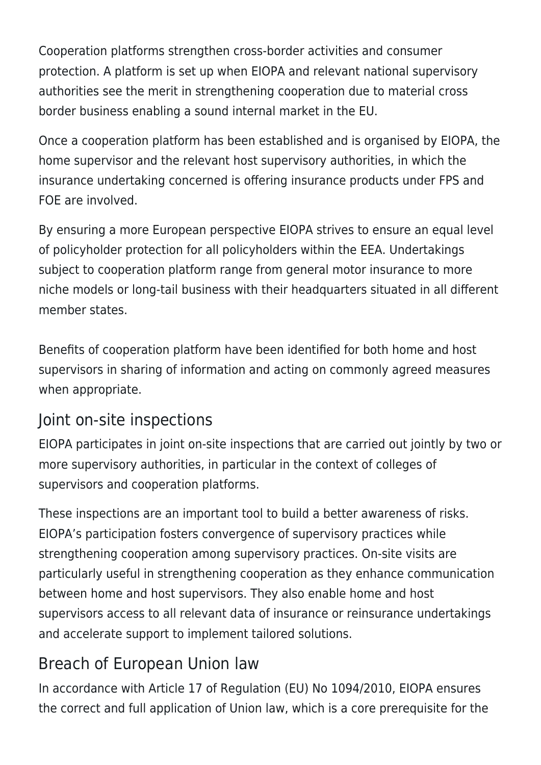Cooperation platforms strengthen cross-border activities and consumer protection. A platform is set up when EIOPA and relevant national supervisory authorities see the merit in strengthening cooperation due to material cross border business enabling a sound internal market in the EU.

Once a cooperation platform has been established and is organised by EIOPA, the home supervisor and the relevant host supervisory authorities, in which the insurance undertaking concerned is offering insurance products under FPS and FOE are involved.

By ensuring a more European perspective EIOPA strives to ensure an equal level of policyholder protection for all policyholders within the EEA. Undertakings subject to cooperation platform range from general motor insurance to more niche models or long-tail business with their headquarters situated in all different member states.

Benefits of cooperation platform have been identified for both home and host supervisors in sharing of information and acting on commonly agreed measures when appropriate.

## Joint on-site inspections

EIOPA participates in joint on-site inspections that are carried out jointly by two or more supervisory authorities, in particular in the context of colleges of supervisors and cooperation platforms.

These inspections are an important tool to build a better awareness of risks. EIOPA's participation fosters convergence of supervisory practices while strengthening cooperation among supervisory practices. On-site visits are particularly useful in strengthening cooperation as they enhance communication between home and host supervisors. They also enable home and host supervisors access to all relevant data of insurance or reinsurance undertakings and accelerate support to implement tailored solutions.

## Breach of European Union law

In accordance with Article 17 of Regulation (EU) No 1094/2010, EIOPA ensures the correct and full application of Union law, which is a core prerequisite for the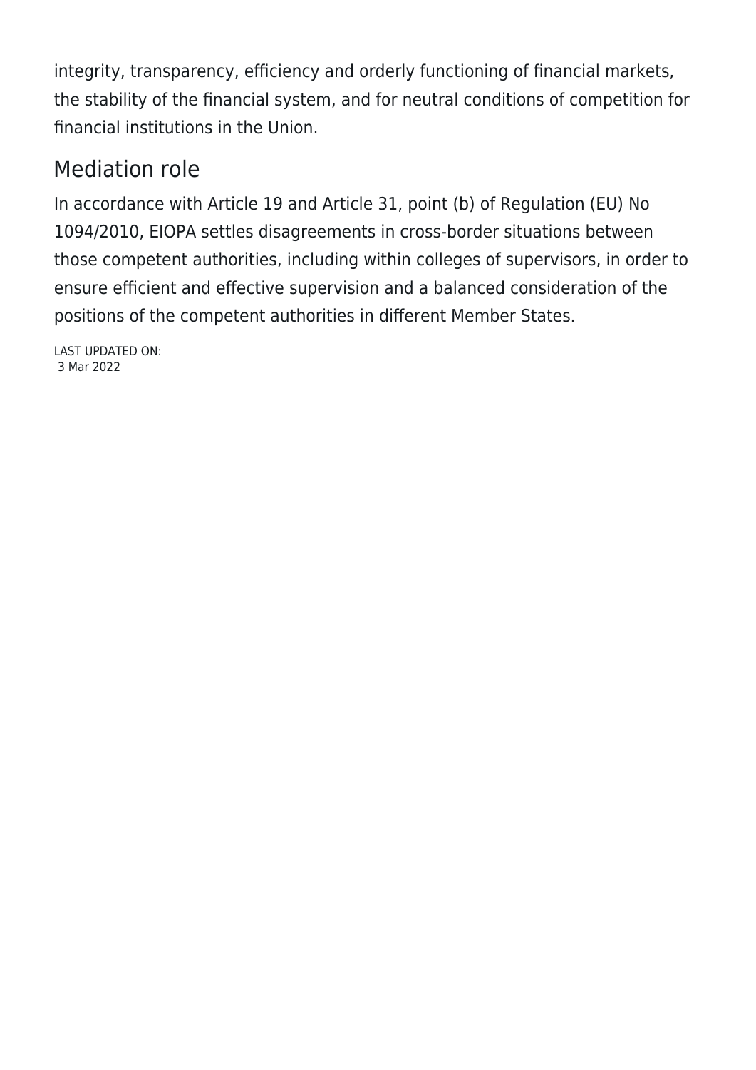integrity, transparency, efficiency and orderly functioning of financial markets, the stability of the financial system, and for neutral conditions of competition for financial institutions in the Union.

## Mediation role

In accordance with Article 19 and Article 31, point (b) of Regulation (EU) No 1094/2010, EIOPA settles disagreements in cross-border situations between those competent authorities, including within colleges of supervisors, in order to ensure efficient and effective supervision and a balanced consideration of the positions of the competent authorities in different Member States.

LAST UPDATED ON:
3 Mar 2022